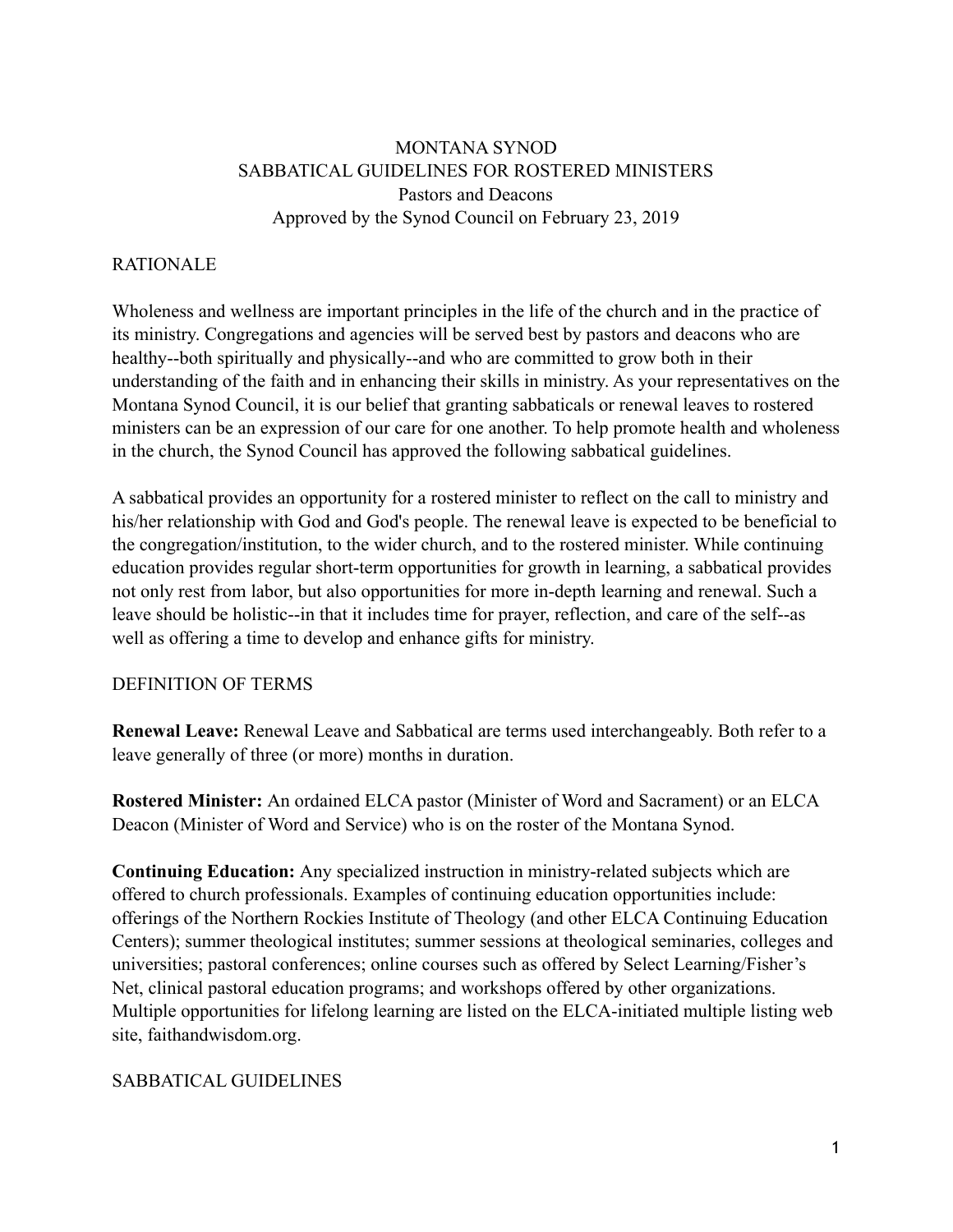# MONTANA SYNOD
# SABBATICAL GUIDELINES FOR ROSTERED MINISTERS
## Pastors and Deacons
Approved by the Synod Council on February 23, 2019

## RATIONALE

Wholeness and wellness are important principles in the life of the church and in the practice of its ministry. Congregations and agencies will be served best by pastors and deacons who are healthy--both spiritually and physically--and who are committed to grow both in their understanding of the faith and in enhancing their skills in ministry. As your representatives on the Montana Synod Council, it is our belief that granting sabbaticals or renewal leaves to rostered ministers can be an expression of our care for one another. To help promote health and wholeness in the church, the Synod Council has approved the following sabbatical guidelines.

A sabbatical provides an opportunity for a rostered minister to reflect on the call to ministry and his/her relationship with God and God's people. The renewal leave is expected to be beneficial to the congregation/institution, to the wider church, and to the rostered minister. While continuing education provides regular short-term opportunities for growth in learning, a sabbatical provides not only rest from labor, but also opportunities for more in-depth learning and renewal. Such a leave should be holistic--in that it includes time for prayer, reflection, and care of the self--as well as offering a time to develop and enhance gifts for ministry.

## DEFINITION OF TERMS

**Renewal Leave:** Renewal Leave and Sabbatical are terms used interchangeably. Both refer to a leave generally of three (or more) months in duration.

**Rostered Minister:** An ordained ELCA pastor (Minister of Word and Sacrament) or an ELCA Deacon (Minister of Word and Service) who is on the roster of the Montana Synod.

**Continuing Education:** Any specialized instruction in ministry-related subjects which are offered to church professionals. Examples of continuing education opportunities include: offerings of the Northern Rockies Institute of Theology (and other ELCA Continuing Education Centers); summer theological institutes; summer sessions at theological seminaries, colleges and universities; pastoral conferences; online courses such as offered by Select Learning/Fisher's Net, clinical pastoral education programs; and workshops offered by other organizations. Multiple opportunities for lifelong learning are listed on the ELCA-initiated multiple listing web site, faithandwisdom.org.

## SABBATICAL GUIDELINES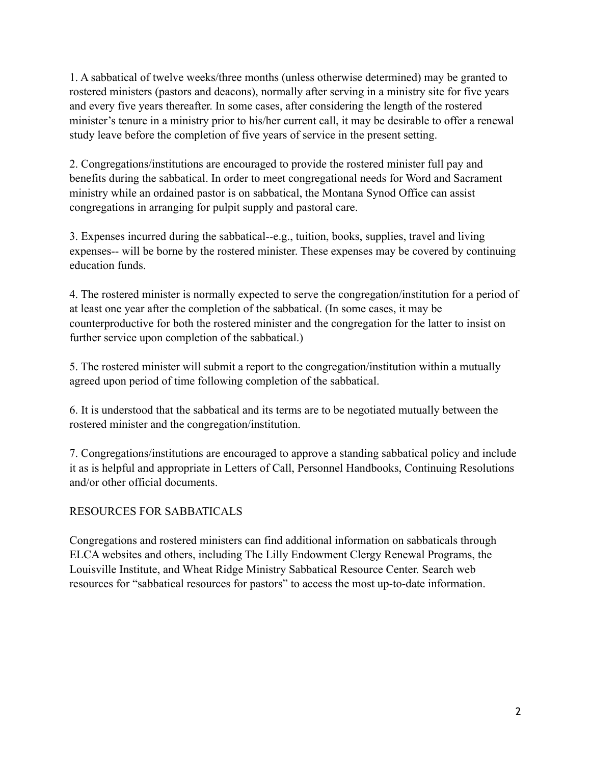1. A sabbatical of twelve weeks/three months (unless otherwise determined) may be granted to rostered ministers (pastors and deacons), normally after serving in a ministry site for five years and every five years thereafter. In some cases, after considering the length of the rostered minister's tenure in a ministry prior to his/her current call, it may be desirable to offer a renewal study leave before the completion of five years of service in the present setting.

2. Congregations/institutions are encouraged to provide the rostered minister full pay and benefits during the sabbatical. In order to meet congregational needs for Word and Sacrament ministry while an ordained pastor is on sabbatical, the Montana Synod Office can assist congregations in arranging for pulpit supply and pastoral care.

3. Expenses incurred during the sabbatical--e.g., tuition, books, supplies, travel and living expenses-- will be borne by the rostered minister. These expenses may be covered by continuing education funds.

4. The rostered minister is normally expected to serve the congregation/institution for a period of at least one year after the completion of the sabbatical. (In some cases, it may be counterproductive for both the rostered minister and the congregation for the latter to insist on further service upon completion of the sabbatical.)

5. The rostered minister will submit a report to the congregation/institution within a mutually agreed upon period of time following completion of the sabbatical.

6. It is understood that the sabbatical and its terms are to be negotiated mutually between the rostered minister and the congregation/institution.

7. Congregations/institutions are encouraged to approve a standing sabbatical policy and include it as is helpful and appropriate in Letters of Call, Personnel Handbooks, Continuing Resolutions and/or other official documents.

## RESOURCES FOR SABBATICALS

Congregations and rostered ministers can find additional information on sabbaticals through ELCA websites and others, including The Lilly Endowment Clergy Renewal Programs, the Louisville Institute, and Wheat Ridge Ministry Sabbatical Resource Center. Search web resources for "sabbatical resources for pastors" to access the most up-to-date information.